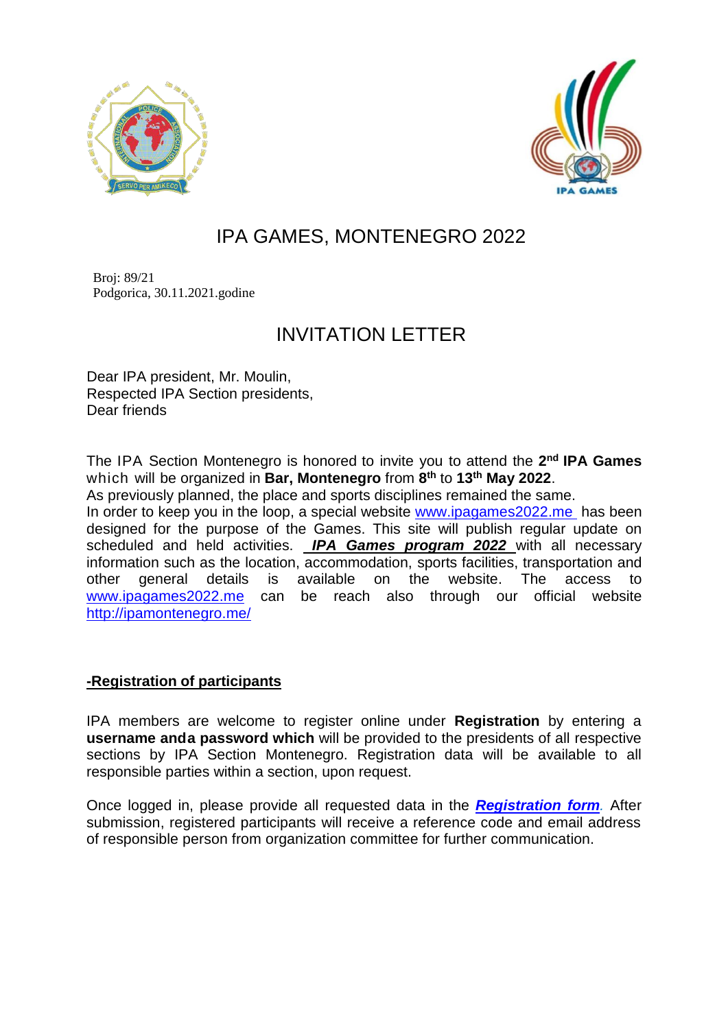# IPA GAMES, MONTENEGRO 2022

Broj: 89/21
Podgorica, 30.11.2021.godine

## INVITATION LETTER

Dear IPA president, Mr. Moulin,
Respected IPA Section presidents,
Dear friends

The IPA Section Montenegro is honored to invite you to attend the **2nd IPA Games** which will be organized in **Bar, Montenegro** from **8th** to **13th May 2022**.
As previously planned, the place and sports disciplines remained the same.
In order to keep you in the loop, a special website www.ipagames2022.me has been designed for the purpose of the Games. This site will publish regular update on scheduled and held activities. ***IPA Games program 2022*** with all necessary information such as the location, accommodation, sports facilities, transportation and other general details is available on the website. The access to www.ipagames2022.me can be reach also through our official website http://ipamontenegro.me/

### -Registration of participants

IPA members are welcome to register online under **Registration** by entering a **username anda password which** will be provided to the presidents of all respective sections by IPA Section Montenegro. Registration data will be available to all responsible parties within a section, upon request.

Once logged in, please provide all requested data in the ***Registration form***. After submission, registered participants will receive a reference code and email address of responsible person from organization committee for further communication.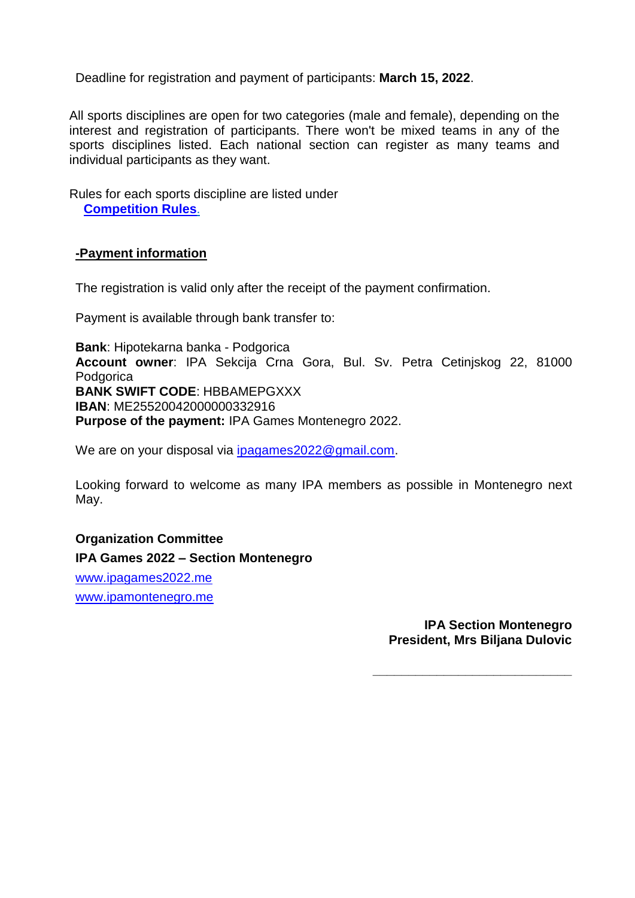Deadline for registration and payment of participants: **March 15, 2022**.

All sports disciplines are open for two categories (male and female), depending on the interest and registration of participants. There won't be mixed teams in any of the sports disciplines listed. Each national section can register as many teams and individual participants as they want.

Rules for each sports discipline are listed under **Competition Rules**.

**-Payment information**

The registration is valid only after the receipt of the payment confirmation.

Payment is available through bank transfer to:

**Bank**: Hipotekarna banka - Podgorica
**Account owner**: IPA Sekcija Crna Gora, Bul. Sv. Petra Cetinjskog 22, 81000 Podgorica
**BANK SWIFT CODE**: HBBAMEPGXXX
**IBAN**: ME25520042000000332916
**Purpose of the payment:** IPA Games Montenegro 2022.

We are on your disposal via ipagames2022@gmail.com.

Looking forward to welcome as many IPA members as possible in Montenegro next May.

**Organization Committee**
**IPA Games 2022 – Section Montenegro**
www.ipagames2022.me
www.ipamontenegro.me

**IPA Section Montenegro**
**President, Mrs Biljana Dulovic**

______________________________